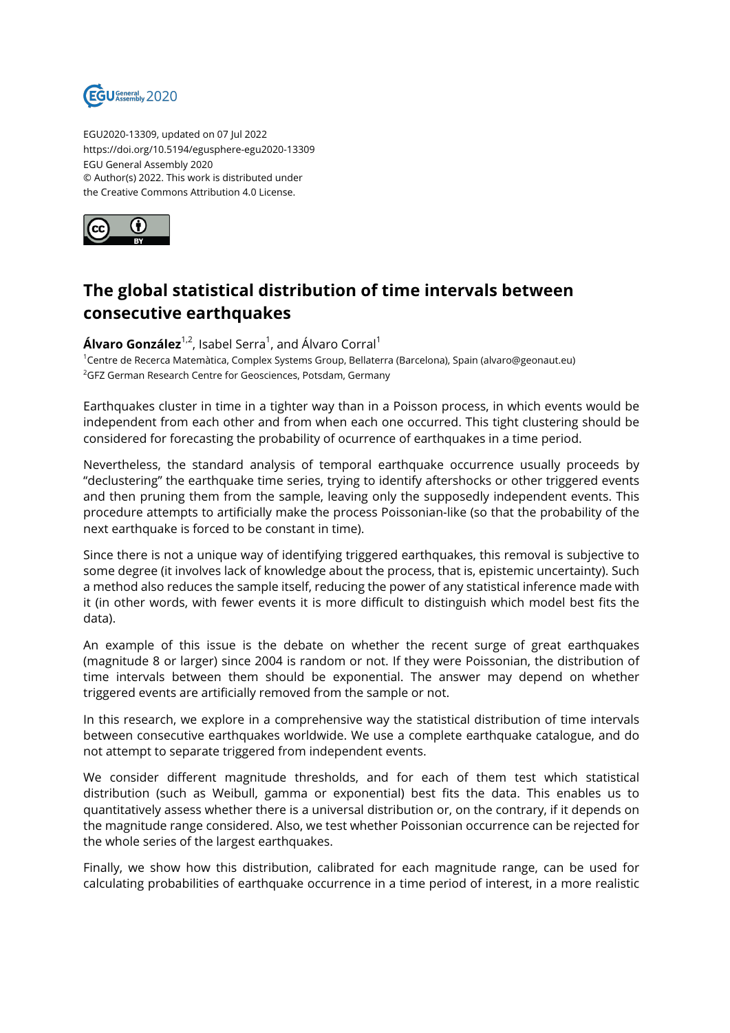EGU2020-13309, updated on 07 Jul 2022
https://doi.org/10.5194/egusphere-egu2020-13309
EGU General Assembly 2020
© Author(s) 2022. This work is distributed under
the Creative Commons Attribution 4.0 License.

# The global statistical distribution of time intervals between consecutive earthquakes

**Álvaro González**[1,2], Isabel Serra[1], and Álvaro Corral[1]

[1]Centre de Recerca Matemàtica, Complex Systems Group, Bellaterra (Barcelona), Spain (alvaro@geonaut.eu)
[2]GFZ German Research Centre for Geosciences, Potsdam, Germany

Earthquakes cluster in time in a tighter way than in a Poisson process, in which events would be independent from each other and from when each one occurred. This tight clustering should be considered for forecasting the probability of ocurrence of earthquakes in a time period.

Nevertheless, the standard analysis of temporal earthquake occurrence usually proceeds by "declustering" the earthquake time series, trying to identify aftershocks or other triggered events and then pruning them from the sample, leaving only the supposedly independent events. This procedure attempts to artificially make the process Poissonian-like (so that the probability of the next earthquake is forced to be constant in time).

Since there is not a unique way of identifying triggered earthquakes, this removal is subjective to some degree (it involves lack of knowledge about the process, that is, epistemic uncertainty). Such a method also reduces the sample itself, reducing the power of any statistical inference made with it (in other words, with fewer events it is more difficult to distinguish which model best fits the data).

An example of this issue is the debate on whether the recent surge of great earthquakes (magnitude 8 or larger) since 2004 is random or not. If they were Poissonian, the distribution of time intervals between them should be exponential. The answer may depend on whether triggered events are artificially removed from the sample or not.

In this research, we explore in a comprehensive way the statistical distribution of time intervals between consecutive earthquakes worldwide. We use a complete earthquake catalogue, and do not attempt to separate triggered from independent events.

We consider different magnitude thresholds, and for each of them test which statistical distribution (such as Weibull, gamma or exponential) best fits the data. This enables us to quantitatively assess whether there is a universal distribution or, on the contrary, if it depends on the magnitude range considered. Also, we test whether Poissonian occurrence can be rejected for the whole series of the largest earthquakes.

Finally, we show how this distribution, calibrated for each magnitude range, can be used for calculating probabilities of earthquake occurrence in a time period of interest, in a more realistic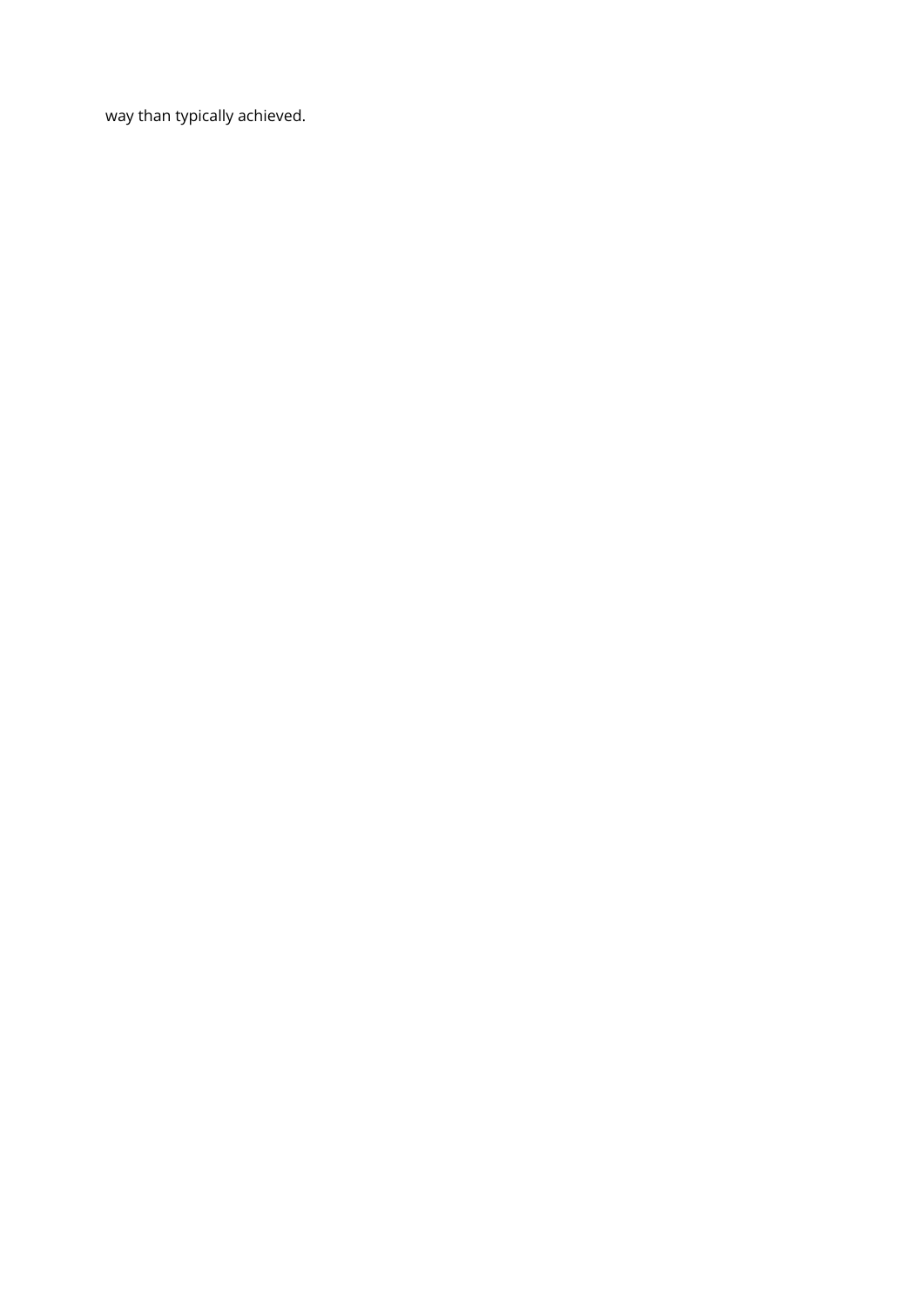way than typically achieved.